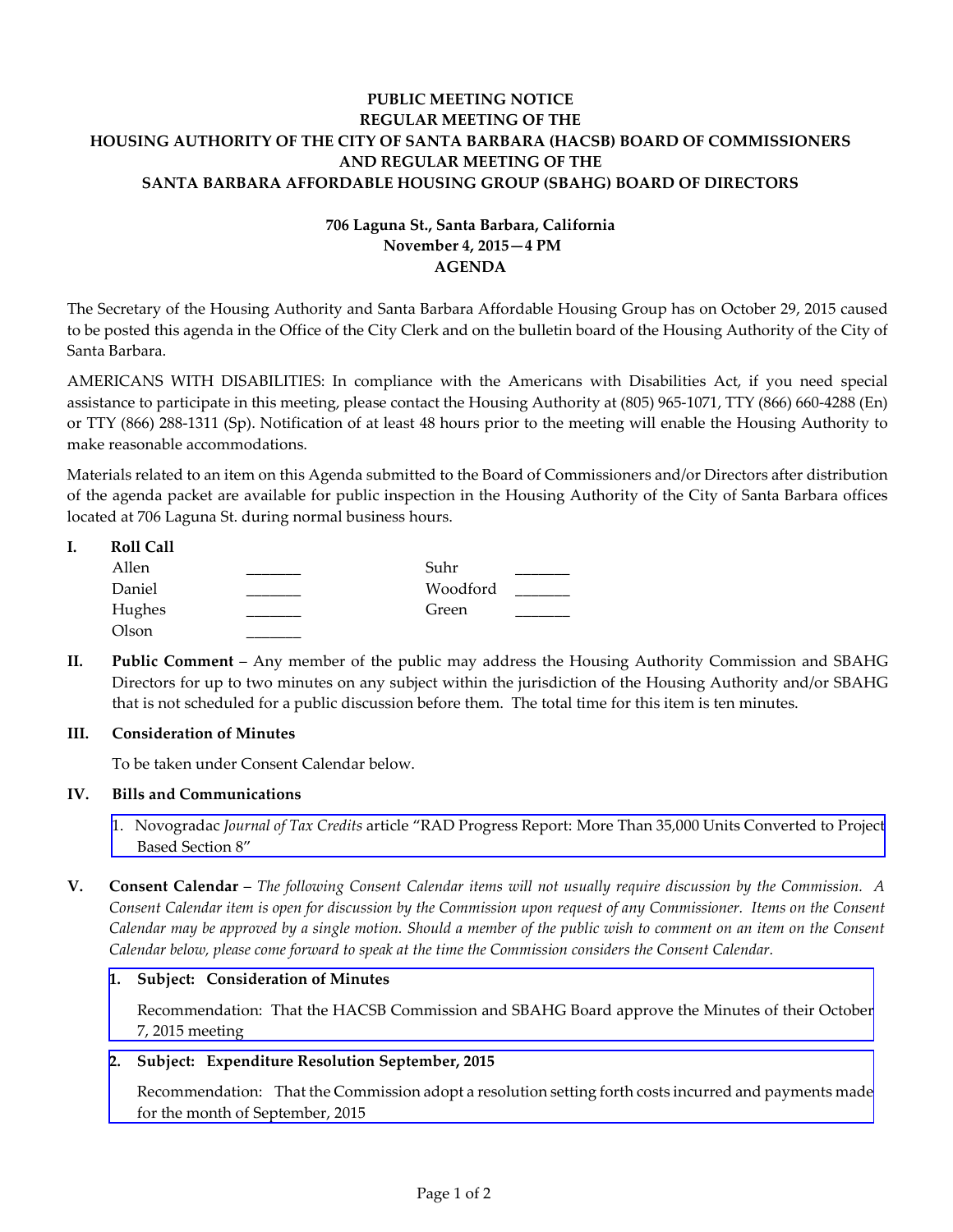**PUBLIC MEETING NOTICE**
**REGULAR MEETING OF THE**
**HOUSING AUTHORITY OF THE CITY OF SANTA BARBARA (HACSB) BOARD OF COMMISSIONERS**
**AND REGULAR MEETING OF THE**
**SANTA BARBARA AFFORDABLE HOUSING GROUP (SBAHG) BOARD OF DIRECTORS**

**706 Laguna St., Santa Barbara, California**
**November 4, 2015—4 PM**
**AGENDA**

The Secretary of the Housing Authority and Santa Barbara Affordable Housing Group has on October 29, 2015 caused to be posted this agenda in the Office of the City Clerk and on the bulletin board of the Housing Authority of the City of Santa Barbara.

AMERICANS WITH DISABILITIES: In compliance with the Americans with Disabilities Act, if you need special assistance to participate in this meeting, please contact the Housing Authority at (805) 965-1071, TTY (866) 660-4288 (En) or TTY (866) 288-1311 (Sp). Notification of at least 48 hours prior to the meeting will enable the Housing Authority to make reasonable accommodations.

Materials related to an item on this Agenda submitted to the Board of Commissioners and/or Directors after distribution of the agenda packet are available for public inspection in the Housing Authority of the City of Santa Barbara offices located at 706 Laguna St. during normal business hours.

**I. Roll Call**

| | | | |
|---|---|---|---|
| Allen | _______ | Suhr | _______ |
| Daniel | _______ | Woodford | _______ |
| Hughes | _______ | Green | _______ |
| Olson | _______ | | |

**II. Public Comment** – Any member of the public may address the Housing Authority Commission and SBAHG Directors for up to two minutes on any subject within the jurisdiction of the Housing Authority and/or SBAHG that is not scheduled for a public discussion before them. The total time for this item is ten minutes.

**III. Consideration of Minutes**

To be taken under Consent Calendar below.

**IV. Bills and Communications**

1. Novogradac *Journal of Tax Credits* article "RAD Progress Report: More Than 35,000 Units Converted to Project Based Section 8"

**V. Consent Calendar** – *The following Consent Calendar items will not usually require discussion by the Commission. A Consent Calendar item is open for discussion by the Commission upon request of any Commissioner. Items on the Consent Calendar may be approved by a single motion. Should a member of the public wish to comment on an item on the Consent Calendar below, please come forward to speak at the time the Commission considers the Consent Calendar.*

1. **Subject: Consideration of Minutes**

   Recommendation: That the HACSB Commission and SBAHG Board approve the Minutes of their October 7, 2015 meeting

2. **Subject: Expenditure Resolution September, 2015**

   Recommendation: That the Commission adopt a resolution setting forth costs incurred and payments made for the month of September, 2015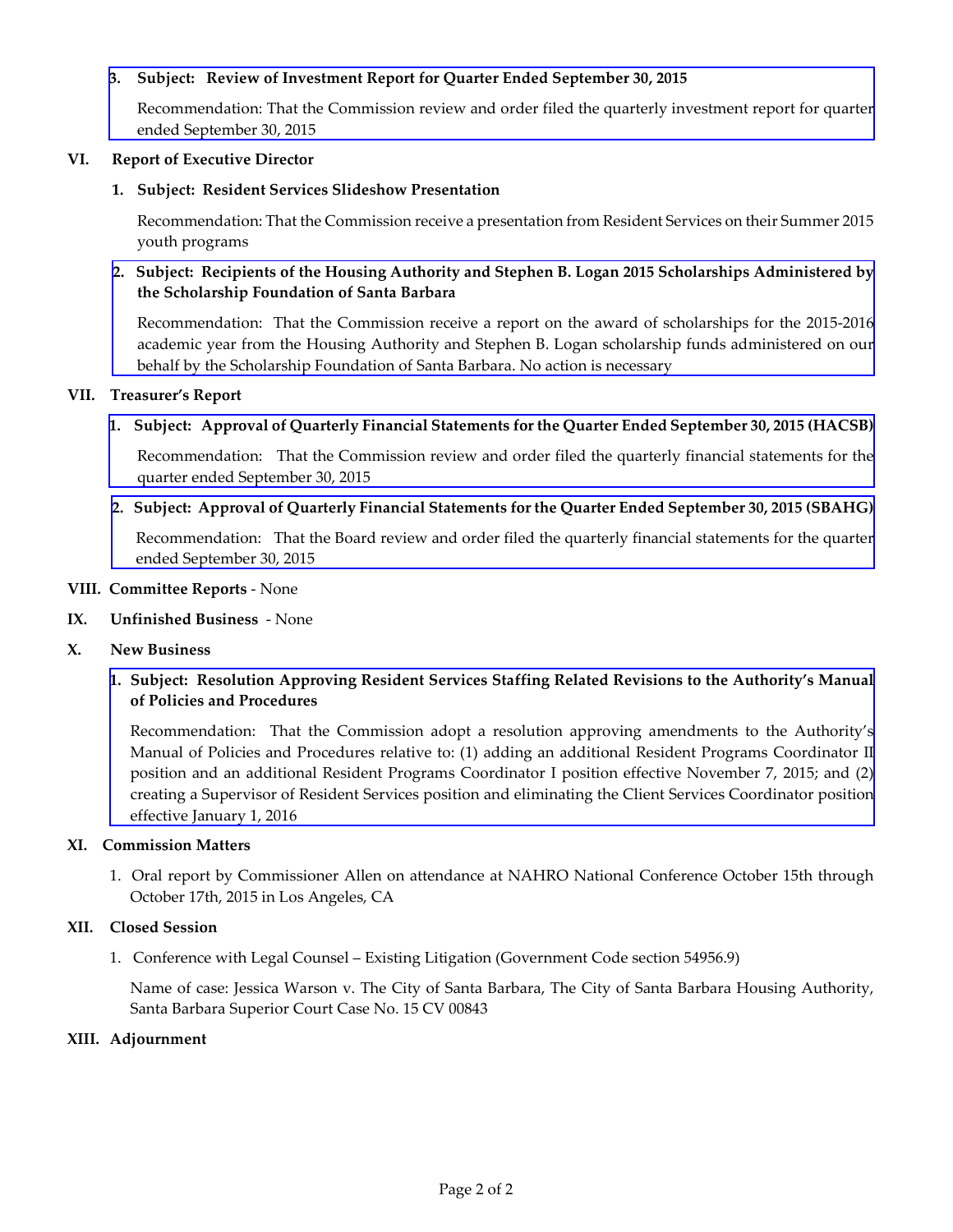3. **Subject: Review of Investment Report for Quarter Ended September 30, 2015**

   Recommendation: That the Commission review and order filed the quarterly investment report for quarter ended September 30, 2015

## VI. Report of Executive Director

1. **Subject: Resident Services Slideshow Presentation**

   Recommendation: That the Commission receive a presentation from Resident Services on their Summer 2015 youth programs

2. **Subject: Recipients of the Housing Authority and Stephen B. Logan 2015 Scholarships Administered by the Scholarship Foundation of Santa Barbara**

   Recommendation: That the Commission receive a report on the award of scholarships for the 2015-2016 academic year from the Housing Authority and Stephen B. Logan scholarship funds administered on our behalf by the Scholarship Foundation of Santa Barbara. No action is necessary

## VII. Treasurer's Report

1. **Subject: Approval of Quarterly Financial Statements for the Quarter Ended September 30, 2015 (HACSB)**

   Recommendation: That the Commission review and order filed the quarterly financial statements for the quarter ended September 30, 2015

2. **Subject: Approval of Quarterly Financial Statements for the Quarter Ended September 30, 2015 (SBAHG)**

   Recommendation: That the Board review and order filed the quarterly financial statements for the quarter ended September 30, 2015

## VIII. Committee Reports - None

## IX. Unfinished Business - None

## X. New Business

1. **Subject: Resolution Approving Resident Services Staffing Related Revisions to the Authority's Manual of Policies and Procedures**

   Recommendation: That the Commission adopt a resolution approving amendments to the Authority's Manual of Policies and Procedures relative to: (1) adding an additional Resident Programs Coordinator II position and an additional Resident Programs Coordinator I position effective November 7, 2015; and (2) creating a Supervisor of Resident Services position and eliminating the Client Services Coordinator position effective January 1, 2016

## XI. Commission Matters

1. Oral report by Commissioner Allen on attendance at NAHRO National Conference October 15th through October 17th, 2015 in Los Angeles, CA

## XII. Closed Session

1. Conference with Legal Counsel – Existing Litigation (Government Code section 54956.9)

   Name of case: Jessica Warson v. The City of Santa Barbara, The City of Santa Barbara Housing Authority, Santa Barbara Superior Court Case No. 15 CV 00843

## XIII. Adjournment